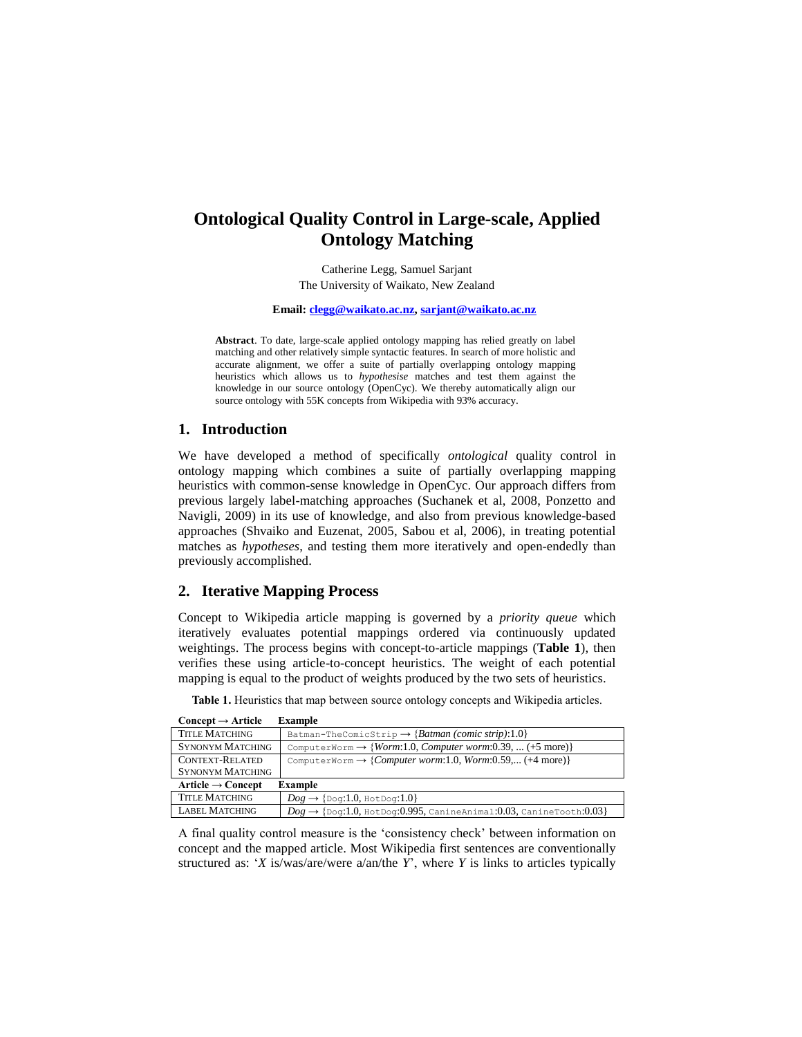# Ontological Quality Control in Large-scale, Applied Ontology Matching

Catherine Legg, Samuel Sarjant
The University of Waikato, New Zealand

**Email:** clegg@waikato.ac.nz, sarjant@waikato.ac.nz

**Abstract**. To date, large-scale applied ontology mapping has relied greatly on label matching and other relatively simple syntactic features. In search of more holistic and accurate alignment, we offer a suite of partially overlapping ontology mapping heuristics which allows us to *hypothesise* matches and test them against the knowledge in our source ontology (OpenCyc). We thereby automatically align our source ontology with 55K concepts from Wikipedia with 93% accuracy.

## 1. Introduction

We have developed a method of specifically *ontological* quality control in ontology mapping which combines a suite of partially overlapping mapping heuristics with common-sense knowledge in OpenCyc. Our approach differs from previous largely label-matching approaches (Suchanek et al, 2008, Ponzetto and Navigli, 2009) in its use of knowledge, and also from previous knowledge-based approaches (Shvaiko and Euzenat, 2005, Sabou et al, 2006), in treating potential matches as *hypotheses*, and testing them more iteratively and open-endedly than previously accomplished.

## 2. Iterative Mapping Process

Concept to Wikipedia article mapping is governed by a *priority queue* which iteratively evaluates potential mappings ordered via continuously updated weightings. The process begins with concept-to-article mappings (**Table 1**), then verifies these using article-to-concept heuristics. The weight of each potential mapping is equal to the product of weights produced by the two sets of heuristics.

**Table 1.** Heuristics that map between source ontology concepts and Wikipedia articles.

| **Concept → Article** | **Example** |
|---|---|
| Title Matching | `Batman-TheComicStrip` → {*Batman (comic strip)*:1.0} |
| Synonym Matching | `ComputerWorm` → {*Worm*:1.0, *Computer worm*:0.39, ... (+5 more)} |
| Context-Related Synonym Matching | `ComputerWorm` → {*Computer worm*:1.0, *Worm*:0.59,... (+4 more)} |
| **Article → Concept** | **Example** |
| Title Matching | *Dog* → {`Dog`:1.0, `HotDog`:1.0} |
| Label Matching | *Dog* → {`Dog`:1.0, `HotDog`:0.995, `CanineAnimal`:0.03, `CanineTooth`:0.03} |

A final quality control measure is the 'consistency check' between information on concept and the mapped article. Most Wikipedia first sentences are conventionally structured as: '*X* is/was/are/were a/an/the *Y*', where *Y* is links to articles typically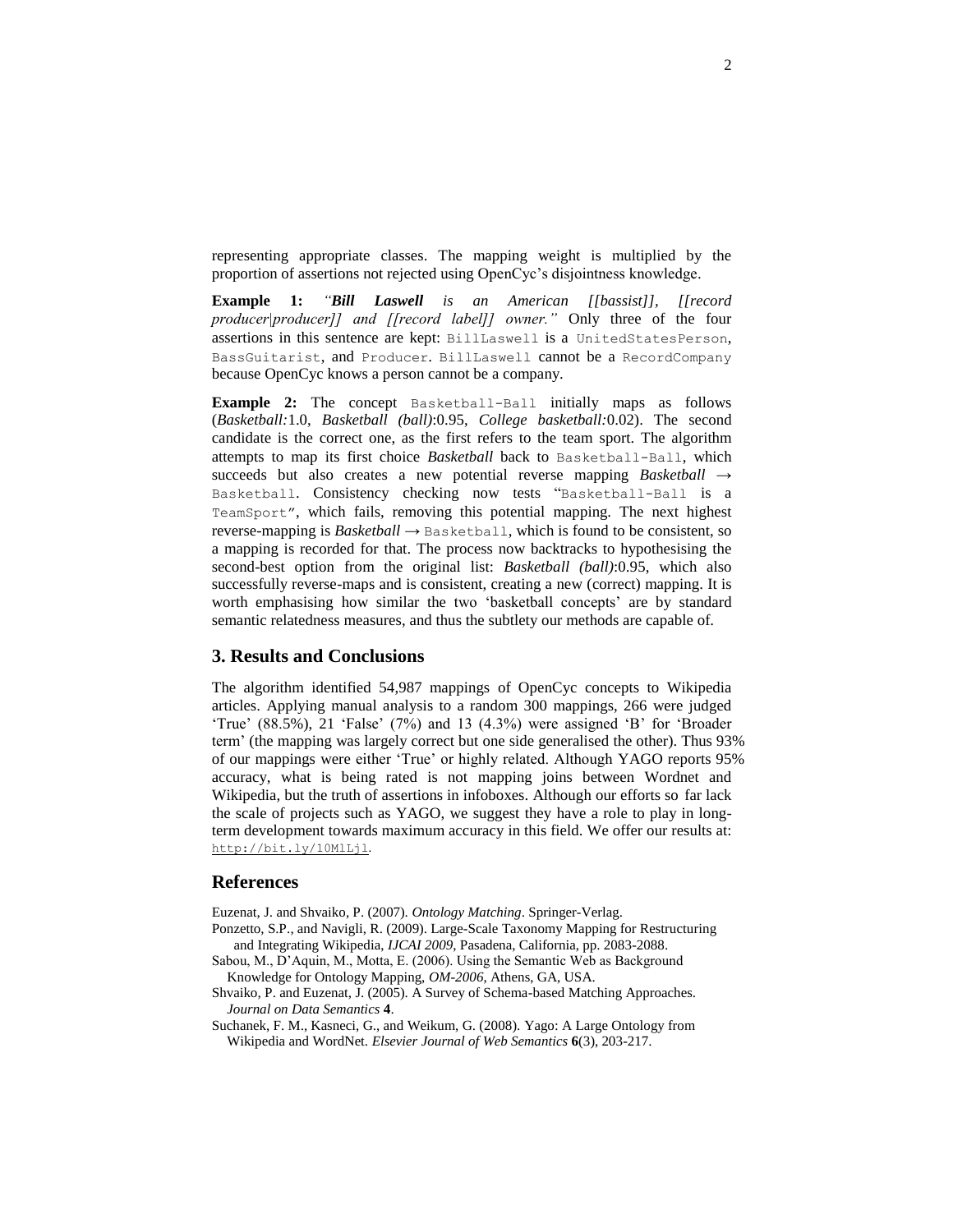representing appropriate classes. The mapping weight is multiplied by the proportion of assertions not rejected using OpenCyc's disjointness knowledge.

**Example 1:** *"**Bill Laswell** is an American [[bassist]], [[record producer|producer]] and [[record label]] owner."* Only three of the four assertions in this sentence are kept: `BillLaswell` is a `UnitedStatesPerson`, `BassGuitarist`, and `Producer`. `BillLaswell` cannot be a `RecordCompany` because OpenCyc knows a person cannot be a company.

**Example 2:** The concept `Basketball-Ball` initially maps as follows (*Basketball*:1.0, *Basketball (ball)*:0.95, *College basketball*:0.02). The second candidate is the correct one, as the first refers to the team sport. The algorithm attempts to map its first choice *Basketball* back to `Basketball-Ball`, which succeeds but also creates a new potential reverse mapping *Basketball* → `Basketball`. Consistency checking now tests "`Basketball-Ball` is a `TeamSport`", which fails, removing this potential mapping. The next highest reverse-mapping is *Basketball* → `Basketball`, which is found to be consistent, so a mapping is recorded for that. The process now backtracks to hypothesising the second-best option from the original list: *Basketball (ball)*:0.95, which also successfully reverse-maps and is consistent, creating a new (correct) mapping. It is worth emphasising how similar the two 'basketball concepts' are by standard semantic relatedness measures, and thus the subtlety our methods are capable of.

## 3. Results and Conclusions

The algorithm identified 54,987 mappings of OpenCyc concepts to Wikipedia articles. Applying manual analysis to a random 300 mappings, 266 were judged 'True' (88.5%), 21 'False' (7%) and 13 (4.3%) were assigned 'B' for 'Broader term' (the mapping was largely correct but one side generalised the other). Thus 93% of our mappings were either 'True' or highly related. Although YAGO reports 95% accuracy, what is being rated is not mapping joins between Wordnet and Wikipedia, but the truth of assertions in infoboxes. Although our efforts so far lack the scale of projects such as YAGO, we suggest they have a role to play in long-term development towards maximum accuracy in this field. We offer our results at: http://bit.ly/10M1Lj1.

## References

Euzenat, J. and Shvaiko, P. (2007). *Ontology Matching*. Springer-Verlag.

Ponzetto, S.P., and Navigli, R. (2009). Large-Scale Taxonomy Mapping for Restructuring and Integrating Wikipedia, *IJCAI 2009*, Pasadena, California, pp. 2083-2088.

Sabou, M., D'Aquin, M., Motta, E. (2006). Using the Semantic Web as Background Knowledge for Ontology Mapping, *OM-2006*, Athens, GA, USA.

Shvaiko, P. and Euzenat, J. (2005). A Survey of Schema-based Matching Approaches. *Journal on Data Semantics* **4**.

Suchanek, F. M., Kasneci, G., and Weikum, G. (2008). Yago: A Large Ontology from Wikipedia and WordNet. *Elsevier Journal of Web Semantics* **6**(3), 203-217.